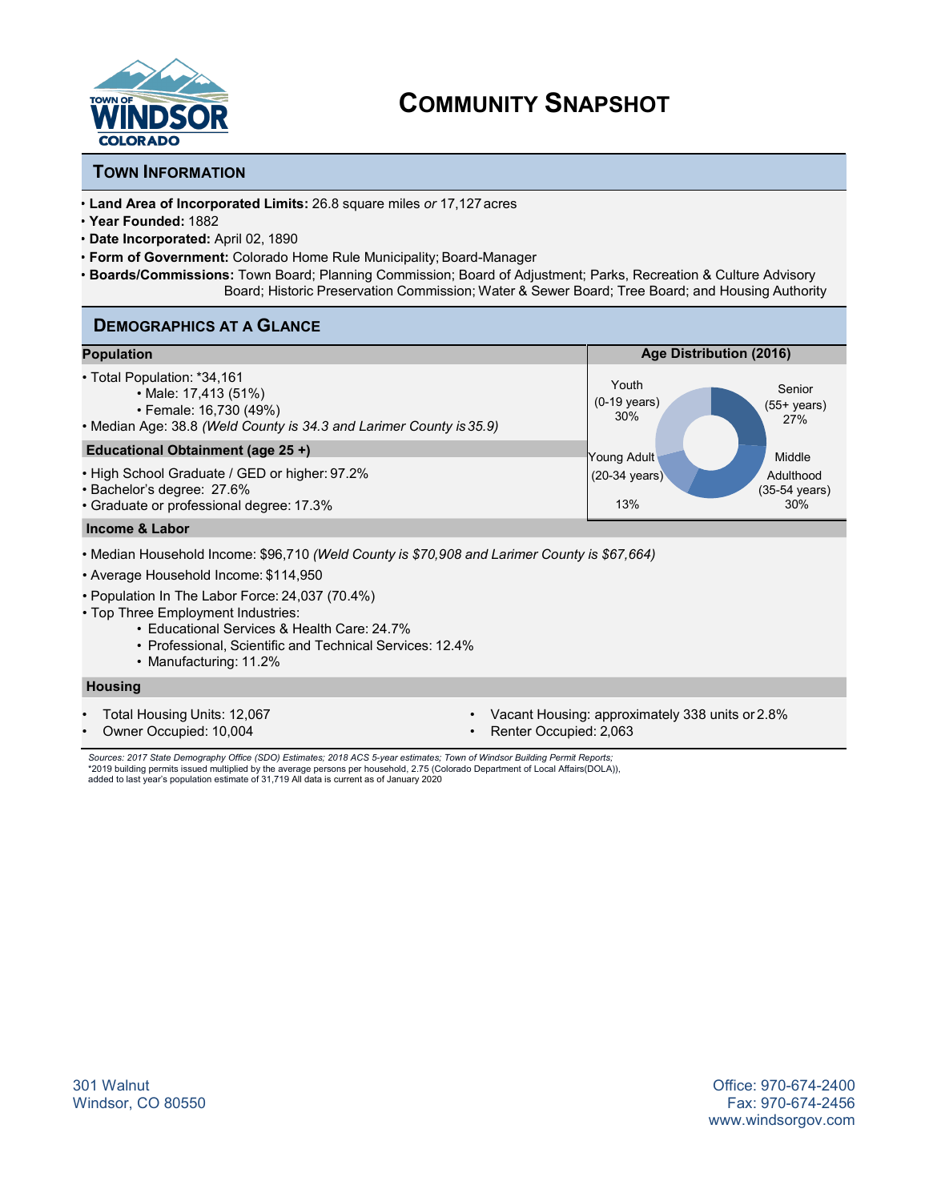# COMMUNITY SNAPSHOT

## TOWN INFORMATION

- **Land Area of Incorporated Limits:** 26.8 square miles *or* 17,127 acres
- **Year Founded:** 1882
- **Date Incorporated:** April 02, 1890
- **Form of Government:** Colorado Home Rule Municipality; Board-Manager
- **Boards/Commissions:** Town Board; Planning Commission; Board of Adjustment; Parks, Recreation & Culture Advisory Board; Historic Preservation Commission; Water & Sewer Board; Tree Board; and Housing Authority

## DEMOGRAPHICS AT A GLANCE

### Population

- Total Population: *34,161
  - Male: 17,413 (51%)
  - Female: 16,730 (49%)
- Median Age: 38.8 *(Weld County is 34.3 and Larimer County is 35.9)*

### Age Distribution (2016)

- Youth (0-19 years) 30%
- Senior (55+ years) 27%
- Young Adult (20-34 years) 13%
- Middle Adulthood (35-54 years) 30%

### Educational Obtainment (age 25 +)

- High School Graduate / GED or higher: 97.2%
- Bachelor's degree: 27.6%
- Graduate or professional degree: 17.3%

### Income & Labor

- Median Household Income: $96,710 *(Weld County is $70,908 and Larimer County is $67,664)*
- Average Household Income: $114,950
- Population In The Labor Force: 24,037 (70.4%)
- Top Three Employment Industries:
  - Educational Services & Health Care: 24.7%
  - Professional, Scientific and Technical Services: 12.4%
  - Manufacturing: 11.2%

### Housing

- Total Housing Units: 12,067
- Owner Occupied: 10,004
- Vacant Housing: approximately 338 units or 2.8%
- Renter Occupied: 2,063

*Sources: 2017 State Demography Office (SDO) Estimates; 2018 ACS 5-year estimates; Town of Windsor Building Permit Reports;*
*2019 building permits issued multiplied by the average persons per household, 2.75 (Colorado Department of Local Affairs(DOLA)), added to last year's population estimate of 31,719 All data is current as of January 2020

301 Walnut
Windsor, CO 80550

Office: 970-674-2400
Fax: 970-674-2456
www.windsorgov.com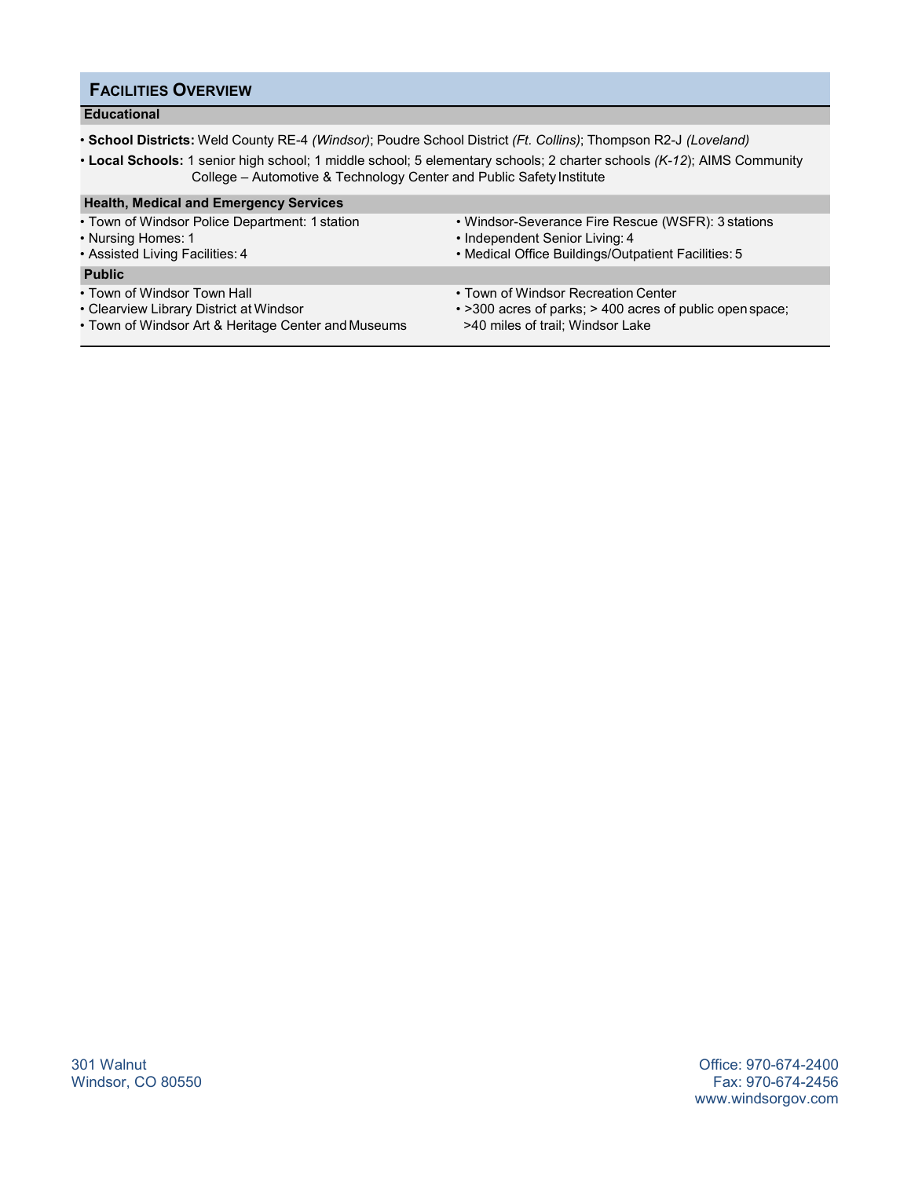## Facilities Overview

### Educational

- **School Districts:** Weld County RE-4 *(Windsor)*; Poudre School District *(Ft. Collins)*; Thompson R2-J *(Loveland)*
- **Local Schools:** 1 senior high school; 1 middle school; 5 elementary schools; 2 charter schools *(K-12)*; AIMS Community College – Automotive & Technology Center and Public Safety Institute

### Health, Medical and Emergency Services

- Town of Windsor Police Department: 1 station
- Nursing Homes: 1
- Assisted Living Facilities: 4
- Windsor-Severance Fire Rescue (WSFR): 3 stations
- Independent Senior Living: 4
- Medical Office Buildings/Outpatient Facilities: 5

### Public

- Town of Windsor Town Hall
- Clearview Library District at Windsor
- Town of Windsor Art & Heritage Center and Museums
- Town of Windsor Recreation Center
- >300 acres of parks; > 400 acres of public open space; >40 miles of trail; Windsor Lake

301 Walnut
Windsor, CO 80550

Office: 970-674-2400
Fax: 970-674-2456
www.windsorgov.com